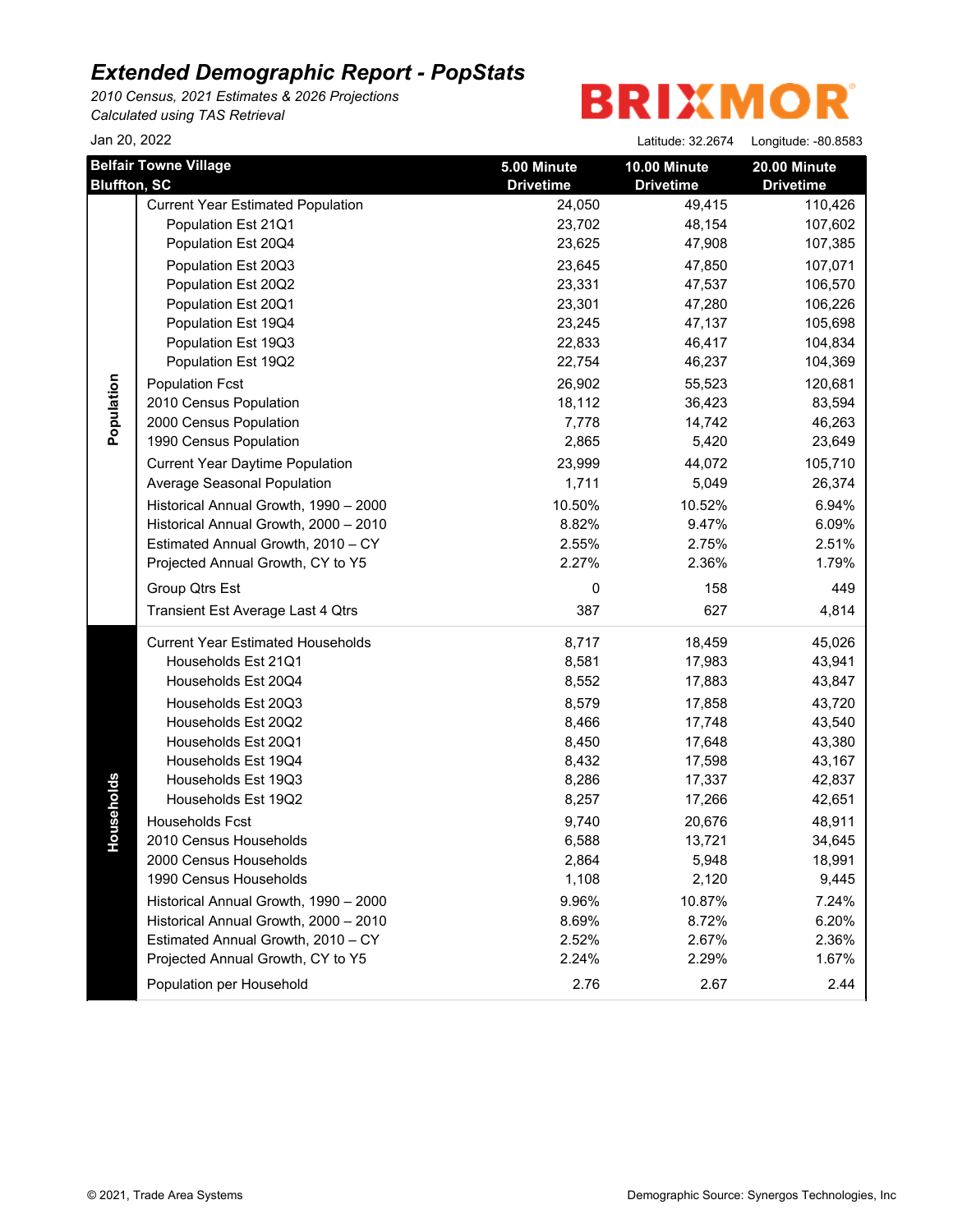# Extended Demographic Report - PopStats

*2010 Census, 2021 Estimates & 2026 Projections*
*Calculated using TAS Retrieval*

BRIXMOR

Jan 20, 2022

Latitude: 32.2674 Longitude: -80.8583

| | Belfair Towne Village<br>Bluffton, SC | 5.00 Minute<br>Drivetime | 10.00 Minute<br>Drivetime | 20.00 Minute<br>Drivetime |
|---|---|---|---|---|
| **Population** | Current Year Estimated Population | 24,050 | 49,415 | 110,426 |
| | Population Est 21Q1 | 23,702 | 48,154 | 107,602 |
| | Population Est 20Q4 | 23,625 | 47,908 | 107,385 |
| | Population Est 20Q3 | 23,645 | 47,850 | 107,071 |
| | Population Est 20Q2 | 23,331 | 47,537 | 106,570 |
| | Population Est 20Q1 | 23,301 | 47,280 | 106,226 |
| | Population Est 19Q4 | 23,245 | 47,137 | 105,698 |
| | Population Est 19Q3 | 22,833 | 46,417 | 104,834 |
| | Population Est 19Q2 | 22,754 | 46,237 | 104,369 |
| | Population Fcst | 26,902 | 55,523 | 120,681 |
| | 2010 Census Population | 18,112 | 36,423 | 83,594 |
| | 2000 Census Population | 7,778 | 14,742 | 46,263 |
| | 1990 Census Population | 2,865 | 5,420 | 23,649 |
| | Current Year Daytime Population | 23,999 | 44,072 | 105,710 |
| | Average Seasonal Population | 1,711 | 5,049 | 26,374 |
| | Historical Annual Growth, 1990 – 2000 | 10.50% | 10.52% | 6.94% |
| | Historical Annual Growth, 2000 – 2010 | 8.82% | 9.47% | 6.09% |
| | Estimated Annual Growth, 2010 – CY | 2.55% | 2.75% | 2.51% |
| | Projected Annual Growth, CY to Y5 | 2.27% | 2.36% | 1.79% |
| | Group Qtrs Est | 0 | 158 | 449 |
| | Transient Est Average Last 4 Qtrs | 387 | 627 | 4,814 |
| **Households** | Current Year Estimated Households | 8,717 | 18,459 | 45,026 |
| | Households Est 21Q1 | 8,581 | 17,983 | 43,941 |
| | Households Est 20Q4 | 8,552 | 17,883 | 43,847 |
| | Households Est 20Q3 | 8,579 | 17,858 | 43,720 |
| | Households Est 20Q2 | 8,466 | 17,748 | 43,540 |
| | Households Est 20Q1 | 8,450 | 17,648 | 43,380 |
| | Households Est 19Q4 | 8,432 | 17,598 | 43,167 |
| | Households Est 19Q3 | 8,286 | 17,337 | 42,837 |
| | Households Est 19Q2 | 8,257 | 17,266 | 42,651 |
| | Households Fcst | 9,740 | 20,676 | 48,911 |
| | 2010 Census Households | 6,588 | 13,721 | 34,645 |
| | 2000 Census Households | 2,864 | 5,948 | 18,991 |
| | 1990 Census Households | 1,108 | 2,120 | 9,445 |
| | Historical Annual Growth, 1990 – 2000 | 9.96% | 10.87% | 7.24% |
| | Historical Annual Growth, 2000 – 2010 | 8.69% | 8.72% | 6.20% |
| | Estimated Annual Growth, 2010 – CY | 2.52% | 2.67% | 2.36% |
| | Projected Annual Growth, CY to Y5 | 2.24% | 2.29% | 1.67% |
| | Population per Household | 2.76 | 2.67 | 2.44 |

© 2021, Trade Area Systems

Demographic Source: Synergos Technologies, Inc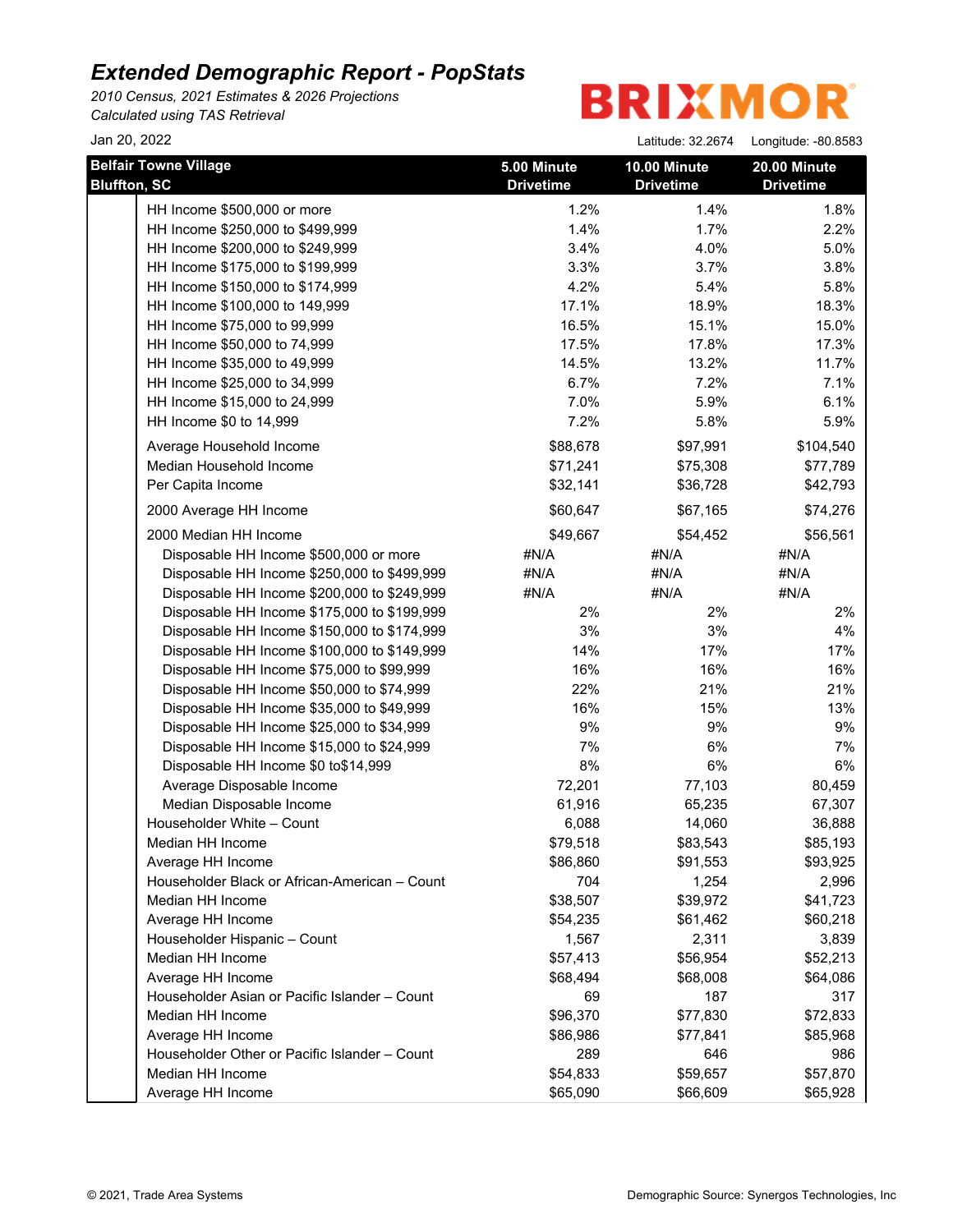# Extended Demographic Report - PopStats

*2010 Census, 2021 Estimates & 2026 Projections*
*Calculated using TAS Retrieval*

BRIXMOR

Jan 20, 2022

Latitude: 32.2674 Longitude: -80.8583

| Belfair Towne Village Bluffton, SC | 5.00 Minute Drivetime | 10.00 Minute Drivetime | 20.00 Minute Drivetime |
|---|---|---|---|
| HH Income $500,000 or more | 1.2% | 1.4% | 1.8% |
| HH Income $250,000 to $499,999 | 1.4% | 1.7% | 2.2% |
| HH Income $200,000 to $249,999 | 3.4% | 4.0% | 5.0% |
| HH Income $175,000 to $199,999 | 3.3% | 3.7% | 3.8% |
| HH Income $150,000 to $174,999 | 4.2% | 5.4% | 5.8% |
| HH Income $100,000 to 149,999 | 17.1% | 18.9% | 18.3% |
| HH Income $75,000 to 99,999 | 16.5% | 15.1% | 15.0% |
| HH Income $50,000 to 74,999 | 17.5% | 17.8% | 17.3% |
| HH Income $35,000 to 49,999 | 14.5% | 13.2% | 11.7% |
| HH Income $25,000 to 34,999 | 6.7% | 7.2% | 7.1% |
| HH Income $15,000 to 24,999 | 7.0% | 5.9% | 6.1% |
| HH Income $0 to 14,999 | 7.2% | 5.8% | 5.9% |
| Average Household Income | $88,678 | $97,991 | $104,540 |
| Median Household Income | $71,241 | $75,308 | $77,789 |
| Per Capita Income | $32,141 | $36,728 | $42,793 |
| 2000 Average HH Income | $60,647 | $67,165 | $74,276 |
| 2000 Median HH Income | $49,667 | $54,452 | $56,561 |
| Disposable HH Income $500,000 or more | #N/A | #N/A | #N/A |
| Disposable HH Income $250,000 to $499,999 | #N/A | #N/A | #N/A |
| Disposable HH Income $200,000 to $249,999 | #N/A | #N/A | #N/A |
| Disposable HH Income $175,000 to $199,999 | 2% | 2% | 2% |
| Disposable HH Income $150,000 to $174,999 | 3% | 3% | 4% |
| Disposable HH Income $100,000 to $149,999 | 14% | 17% | 17% |
| Disposable HH Income $75,000 to $99,999 | 16% | 16% | 16% |
| Disposable HH Income $50,000 to $74,999 | 22% | 21% | 21% |
| Disposable HH Income $35,000 to $49,999 | 16% | 15% | 13% |
| Disposable HH Income $25,000 to $34,999 | 9% | 9% | 9% |
| Disposable HH Income $15,000 to $24,999 | 7% | 6% | 7% |
| Disposable HH Income $0 to$14,999 | 8% | 6% | 6% |
| Average Disposable Income | 72,201 | 77,103 | 80,459 |
| Median Disposable Income | 61,916 | 65,235 | 67,307 |
| Householder White – Count | 6,088 | 14,060 | 36,888 |
| Median HH Income | $79,518 | $83,543 | $85,193 |
| Average HH Income | $86,860 | $91,553 | $93,925 |
| Householder Black or African-American – Count | 704 | 1,254 | 2,996 |
| Median HH Income | $38,507 | $39,972 | $41,723 |
| Average HH Income | $54,235 | $61,462 | $60,218 |
| Householder Hispanic – Count | 1,567 | 2,311 | 3,839 |
| Median HH Income | $57,413 | $56,954 | $52,213 |
| Average HH Income | $68,494 | $68,008 | $64,086 |
| Householder Asian or Pacific Islander – Count | 69 | 187 | 317 |
| Median HH Income | $96,370 | $77,830 | $72,833 |
| Average HH Income | $86,986 | $77,841 | $85,968 |
| Householder Other or Pacific Islander – Count | 289 | 646 | 986 |
| Median HH Income | $54,833 | $59,657 | $57,870 |
| Average HH Income | $65,090 | $66,609 | $65,928 |

© 2021, Trade Area Systems

Demographic Source: Synergos Technologies, Inc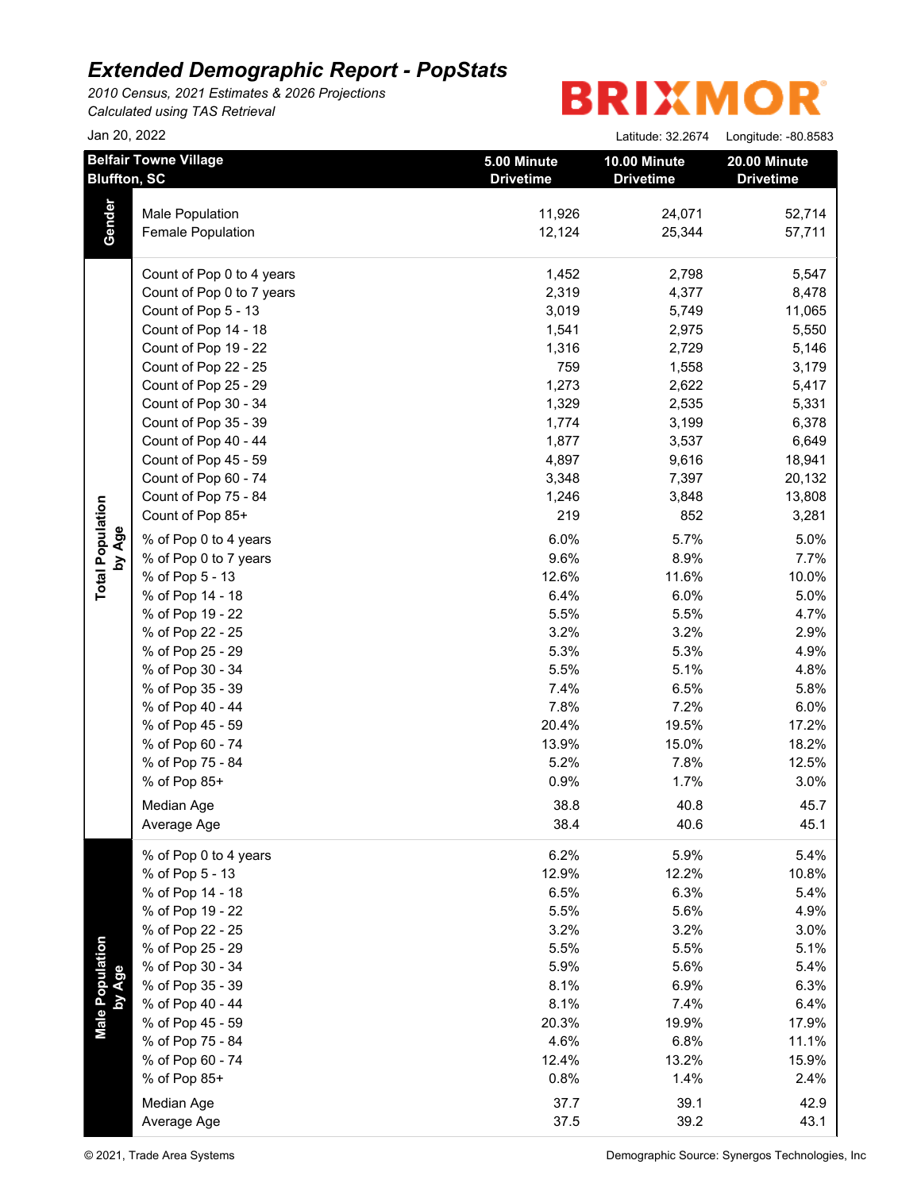# Extended Demographic Report - PopStats

*2010 Census, 2021 Estimates & 2026 Projections*
*Calculated using TAS Retrieval*

BRIXMOR

Jan 20, 2022

Latitude: 32.2674 Longitude: -80.8583

| Belfair Towne Village Bluffton, SC | | 5.00 Minute Drivetime | 10.00 Minute Drivetime | 20.00 Minute Drivetime |
|---|---|---|---|---|
| Gender | Male Population | 11,926 | 24,071 | 52,714 |
| | Female Population | 12,124 | 25,344 | 57,711 |
| Total Population by Age | Count of Pop 0 to 4 years | 1,452 | 2,798 | 5,547 |
| | Count of Pop 0 to 7 years | 2,319 | 4,377 | 8,478 |
| | Count of Pop 5 - 13 | 3,019 | 5,749 | 11,065 |
| | Count of Pop 14 - 18 | 1,541 | 2,975 | 5,550 |
| | Count of Pop 19 - 22 | 1,316 | 2,729 | 5,146 |
| | Count of Pop 22 - 25 | 759 | 1,558 | 3,179 |
| | Count of Pop 25 - 29 | 1,273 | 2,622 | 5,417 |
| | Count of Pop 30 - 34 | 1,329 | 2,535 | 5,331 |
| | Count of Pop 35 - 39 | 1,774 | 3,199 | 6,378 |
| | Count of Pop 40 - 44 | 1,877 | 3,537 | 6,649 |
| | Count of Pop 45 - 59 | 4,897 | 9,616 | 18,941 |
| | Count of Pop 60 - 74 | 3,348 | 7,397 | 20,132 |
| | Count of Pop 75 - 84 | 1,246 | 3,848 | 13,808 |
| | Count of Pop 85+ | 219 | 852 | 3,281 |
| | % of Pop 0 to 4 years | 6.0% | 5.7% | 5.0% |
| | % of Pop 0 to 7 years | 9.6% | 8.9% | 7.7% |
| | % of Pop 5 - 13 | 12.6% | 11.6% | 10.0% |
| | % of Pop 14 - 18 | 6.4% | 6.0% | 5.0% |
| | % of Pop 19 - 22 | 5.5% | 5.5% | 4.7% |
| | % of Pop 22 - 25 | 3.2% | 3.2% | 2.9% |
| | % of Pop 25 - 29 | 5.3% | 5.3% | 4.9% |
| | % of Pop 30 - 34 | 5.5% | 5.1% | 4.8% |
| | % of Pop 35 - 39 | 7.4% | 6.5% | 5.8% |
| | % of Pop 40 - 44 | 7.8% | 7.2% | 6.0% |
| | % of Pop 45 - 59 | 20.4% | 19.5% | 17.2% |
| | % of Pop 60 - 74 | 13.9% | 15.0% | 18.2% |
| | % of Pop 75 - 84 | 5.2% | 7.8% | 12.5% |
| | % of Pop 85+ | 0.9% | 1.7% | 3.0% |
| | Median Age | 38.8 | 40.8 | 45.7 |
| | Average Age | 38.4 | 40.6 | 45.1 |
| Male Population by Age | % of Pop 0 to 4 years | 6.2% | 5.9% | 5.4% |
| | % of Pop 5 - 13 | 12.9% | 12.2% | 10.8% |
| | % of Pop 14 - 18 | 6.5% | 6.3% | 5.4% |
| | % of Pop 19 - 22 | 5.5% | 5.6% | 4.9% |
| | % of Pop 22 - 25 | 3.2% | 3.2% | 3.0% |
| | % of Pop 25 - 29 | 5.5% | 5.5% | 5.1% |
| | % of Pop 30 - 34 | 5.9% | 5.6% | 5.4% |
| | % of Pop 35 - 39 | 8.1% | 6.9% | 6.3% |
| | % of Pop 40 - 44 | 8.1% | 7.4% | 6.4% |
| | % of Pop 45 - 59 | 20.3% | 19.9% | 17.9% |
| | % of Pop 75 - 84 | 4.6% | 6.8% | 11.1% |
| | % of Pop 60 - 74 | 12.4% | 13.2% | 15.9% |
| | % of Pop 85+ | 0.8% | 1.4% | 2.4% |
| | Median Age | 37.7 | 39.1 | 42.9 |
| | Average Age | 37.5 | 39.2 | 43.1 |

© 2021, Trade Area Systems

Demographic Source: Synergos Technologies, Inc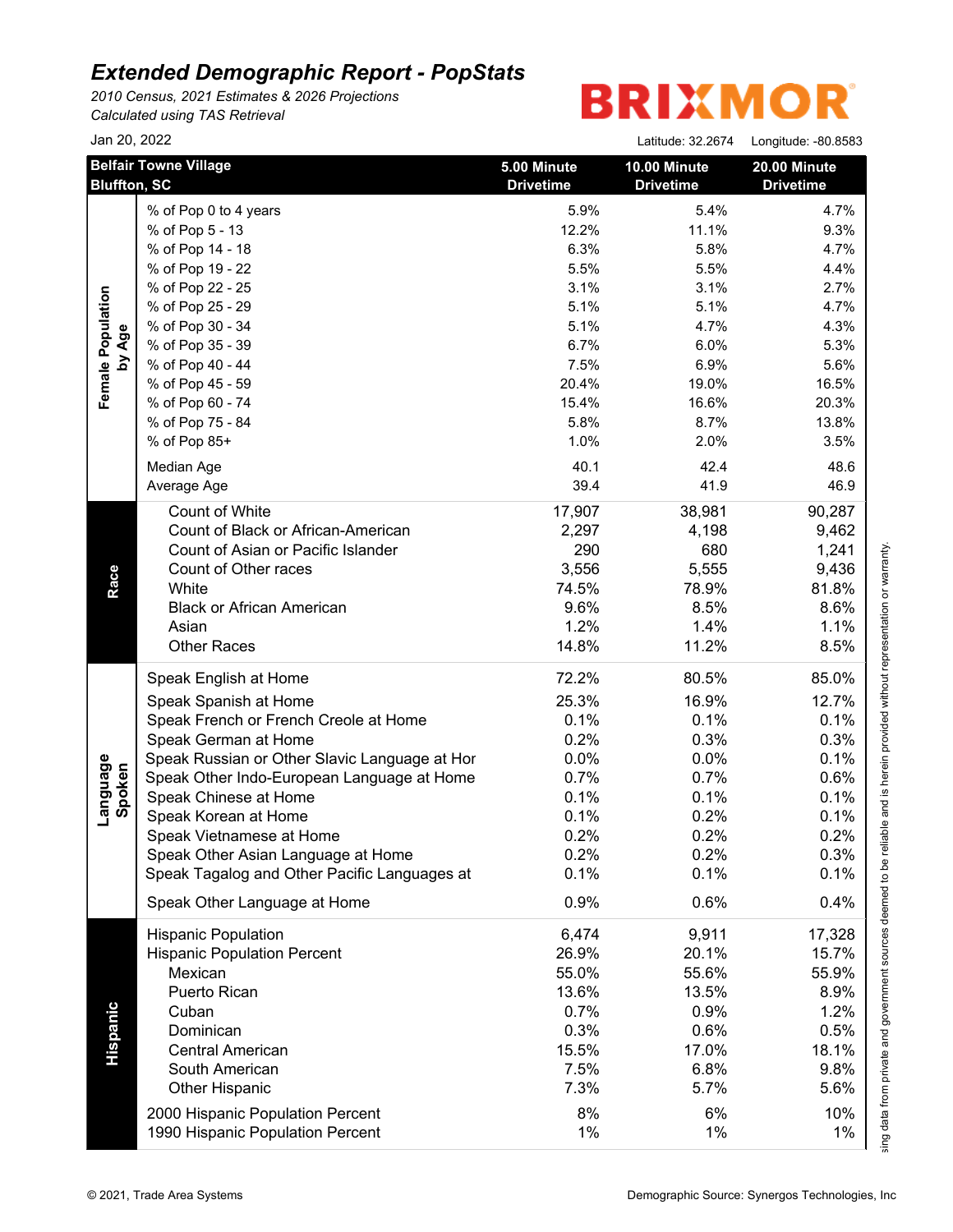# Extended Demographic Report - PopStats

*2010 Census, 2021 Estimates & 2026 Projections*
*Calculated using TAS Retrieval*

BRIXMOR

Jan 20, 2022

Latitude: 32.2674 Longitude: -80.8583

| Belfair Towne Village Bluffton, SC | | 5.00 Minute Drivetime | 10.00 Minute Drivetime | 20.00 Minute Drivetime |
|---|---|---|---|---|
| Female Population by Age | % of Pop 0 to 4 years | 5.9% | 5.4% | 4.7% |
| | % of Pop 5 - 13 | 12.2% | 11.1% | 9.3% |
| | % of Pop 14 - 18 | 6.3% | 5.8% | 4.7% |
| | % of Pop 19 - 22 | 5.5% | 5.5% | 4.4% |
| | % of Pop 22 - 25 | 3.1% | 3.1% | 2.7% |
| | % of Pop 25 - 29 | 5.1% | 5.1% | 4.7% |
| | % of Pop 30 - 34 | 5.1% | 4.7% | 4.3% |
| | % of Pop 35 - 39 | 6.7% | 6.0% | 5.3% |
| | % of Pop 40 - 44 | 7.5% | 6.9% | 5.6% |
| | % of Pop 45 - 59 | 20.4% | 19.0% | 16.5% |
| | % of Pop 60 - 74 | 15.4% | 16.6% | 20.3% |
| | % of Pop 75 - 84 | 5.8% | 8.7% | 13.8% |
| | % of Pop 85+ | 1.0% | 2.0% | 3.5% |
| | Median Age | 40.1 | 42.4 | 48.6 |
| | Average Age | 39.4 | 41.9 | 46.9 |
| Race | Count of White | 17,907 | 38,981 | 90,287 |
| | Count of Black or African-American | 2,297 | 4,198 | 9,462 |
| | Count of Asian or Pacific Islander | 290 | 680 | 1,241 |
| | Count of Other races | 3,556 | 5,555 | 9,436 |
| | White | 74.5% | 78.9% | 81.8% |
| | Black or African American | 9.6% | 8.5% | 8.6% |
| | Asian | 1.2% | 1.4% | 1.1% |
| | Other Races | 14.8% | 11.2% | 8.5% |
| Language Spoken | Speak English at Home | 72.2% | 80.5% | 85.0% |
| | Speak Spanish at Home | 25.3% | 16.9% | 12.7% |
| | Speak French or French Creole at Home | 0.1% | 0.1% | 0.1% |
| | Speak German at Home | 0.2% | 0.3% | 0.3% |
| | Speak Russian or Other Slavic Language at Hor | 0.0% | 0.0% | 0.1% |
| | Speak Other Indo-European Language at Home | 0.7% | 0.7% | 0.6% |
| | Speak Chinese at Home | 0.1% | 0.1% | 0.1% |
| | Speak Korean at Home | 0.1% | 0.2% | 0.1% |
| | Speak Vietnamese at Home | 0.2% | 0.2% | 0.2% |
| | Speak Other Asian Language at Home | 0.2% | 0.2% | 0.3% |
| | Speak Tagalog and Other Pacific Languages at | 0.1% | 0.1% | 0.1% |
| | Speak Other Language at Home | 0.9% | 0.6% | 0.4% |
| Hispanic | Hispanic Population | 6,474 | 9,911 | 17,328 |
| | Hispanic Population Percent | 26.9% | 20.1% | 15.7% |
| | Mexican | 55.0% | 55.6% | 55.9% |
| | Puerto Rican | 13.6% | 13.5% | 8.9% |
| | Cuban | 0.7% | 0.9% | 1.2% |
| | Dominican | 0.3% | 0.6% | 0.5% |
| | Central American | 15.5% | 17.0% | 18.1% |
| | South American | 7.5% | 6.8% | 9.8% |
| | Other Hispanic | 7.3% | 5.7% | 5.6% |
| | 2000 Hispanic Population Percent | 8% | 6% | 10% |
| | 1990 Hispanic Population Percent | 1% | 1% | 1% |

sing data from private and government sources deemed to be reliable and is herein provided without representation or warranty.

© 2021, Trade Area Systems

Demographic Source: Synergos Technologies, Inc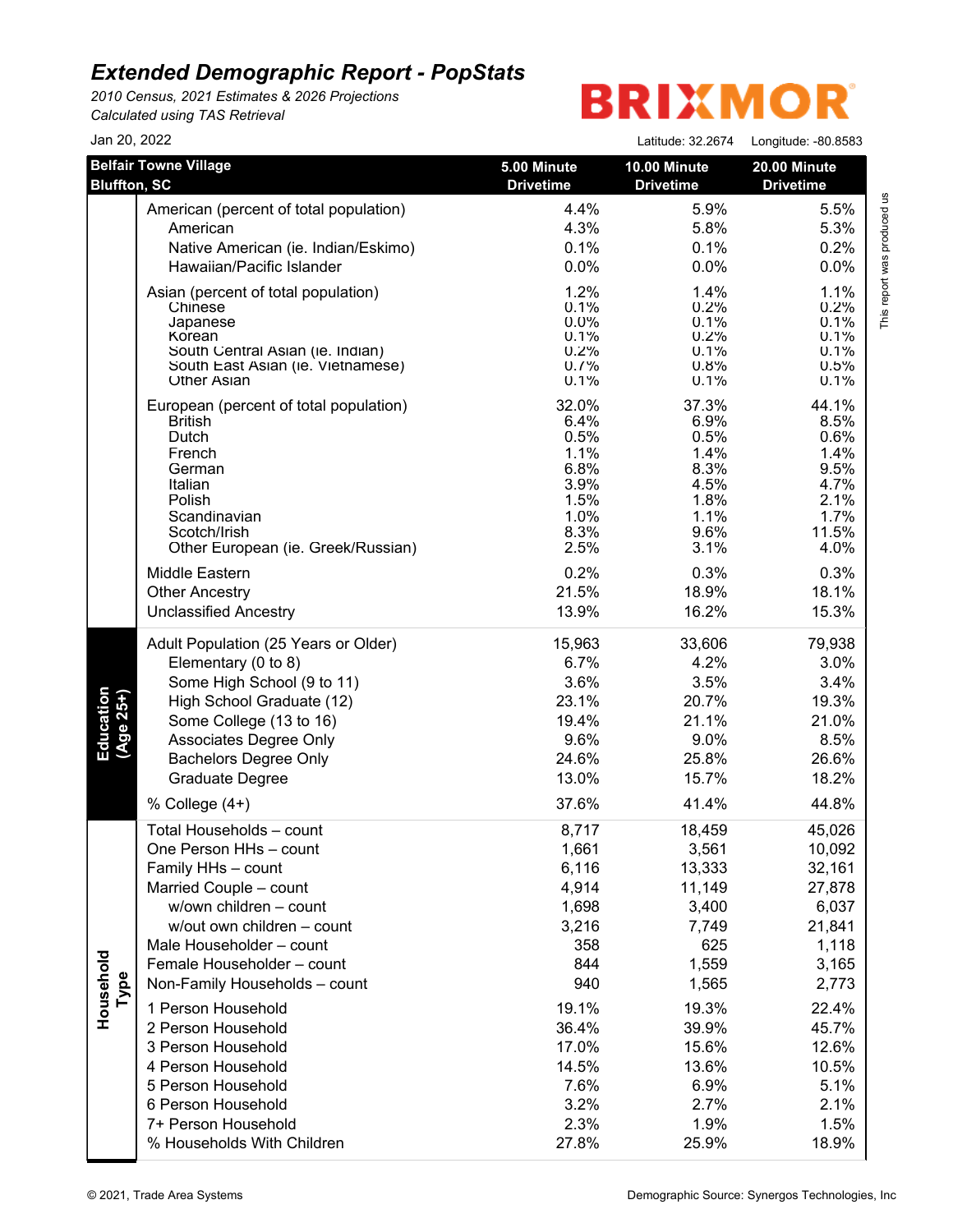# Extended Demographic Report - PopStats

*2010 Census, 2021 Estimates & 2026 Projections*
*Calculated using TAS Retrieval*

BRIXMOR

Jan 20, 2022

Latitude: 32.2674 Longitude: -80.8583

| Belfair Towne Village Bluffton, SC | | 5.00 Minute Drivetime | 10.00 Minute Drivetime | 20.00 Minute Drivetime |
|---|---|---|---|---|
| | American (percent of total population) | 4.4% | 5.9% | 5.5% |
| | American | 4.3% | 5.8% | 5.3% |
| | Native American (ie. Indian/Eskimo) | 0.1% | 0.1% | 0.2% |
| | Hawaiian/Pacific Islander | 0.0% | 0.0% | 0.0% |
| | Asian (percent of total population) | 1.2% | 1.4% | 1.1% |
| | Chinese | 0.1% | 0.2% | 0.2% |
| | Japanese | 0.0% | 0.1% | 0.1% |
| | Korean | 0.1% | 0.2% | 0.1% |
| | South Central Asian (ie. Indian) | 0.2% | 0.1% | 0.1% |
| | South East Asian (ie. Vietnamese) | 0.7% | 0.8% | 0.5% |
| | Other Asian | 0.1% | 0.1% | 0.1% |
| | European (percent of total population) | 32.0% | 37.3% | 44.1% |
| | British | 6.4% | 6.9% | 8.5% |
| | Dutch | 0.5% | 0.5% | 0.6% |
| | French | 1.1% | 1.4% | 1.4% |
| | German | 6.8% | 8.3% | 9.5% |
| | Italian | 3.9% | 4.5% | 4.7% |
| | Polish | 1.5% | 1.8% | 2.1% |
| | Scandinavian | 1.0% | 1.1% | 1.7% |
| | Scotch/Irish | 8.3% | 9.6% | 11.5% |
| | Other European (ie. Greek/Russian) | 2.5% | 3.1% | 4.0% |
| | Middle Eastern | 0.2% | 0.3% | 0.3% |
| | Other Ancestry | 21.5% | 18.9% | 18.1% |
| | Unclassified Ancestry | 13.9% | 16.2% | 15.3% |
| Education (Age 25+) | Adult Population (25 Years or Older) | 15,963 | 33,606 | 79,938 |
| | Elementary (0 to 8) | 6.7% | 4.2% | 3.0% |
| | Some High School (9 to 11) | 3.6% | 3.5% | 3.4% |
| | High School Graduate (12) | 23.1% | 20.7% | 19.3% |
| | Some College (13 to 16) | 19.4% | 21.1% | 21.0% |
| | Associates Degree Only | 9.6% | 9.0% | 8.5% |
| | Bachelors Degree Only | 24.6% | 25.8% | 26.6% |
| | Graduate Degree | 13.0% | 15.7% | 18.2% |
| | % College (4+) | 37.6% | 41.4% | 44.8% |
| Household Type | Total Households – count | 8,717 | 18,459 | 45,026 |
| | One Person HHs – count | 1,661 | 3,561 | 10,092 |
| | Family HHs – count | 6,116 | 13,333 | 32,161 |
| | Married Couple – count | 4,914 | 11,149 | 27,878 |
| | w/own children – count | 1,698 | 3,400 | 6,037 |
| | w/out own children – count | 3,216 | 7,749 | 21,841 |
| | Male Householder – count | 358 | 625 | 1,118 |
| | Female Householder – count | 844 | 1,559 | 3,165 |
| | Non-Family Households – count | 940 | 1,565 | 2,773 |
| | 1 Person Household | 19.1% | 19.3% | 22.4% |
| | 2 Person Household | 36.4% | 39.9% | 45.7% |
| | 3 Person Household | 17.0% | 15.6% | 12.6% |
| | 4 Person Household | 14.5% | 13.6% | 10.5% |
| | 5 Person Household | 7.6% | 6.9% | 5.1% |
| | 6 Person Household | 3.2% | 2.7% | 2.1% |
| | 7+ Person Household | 2.3% | 1.9% | 1.5% |
| | % Households With Children | 27.8% | 25.9% | 18.9% |

This report was produced us

© 2021, Trade Area Systems

Demographic Source: Synergos Technologies, Inc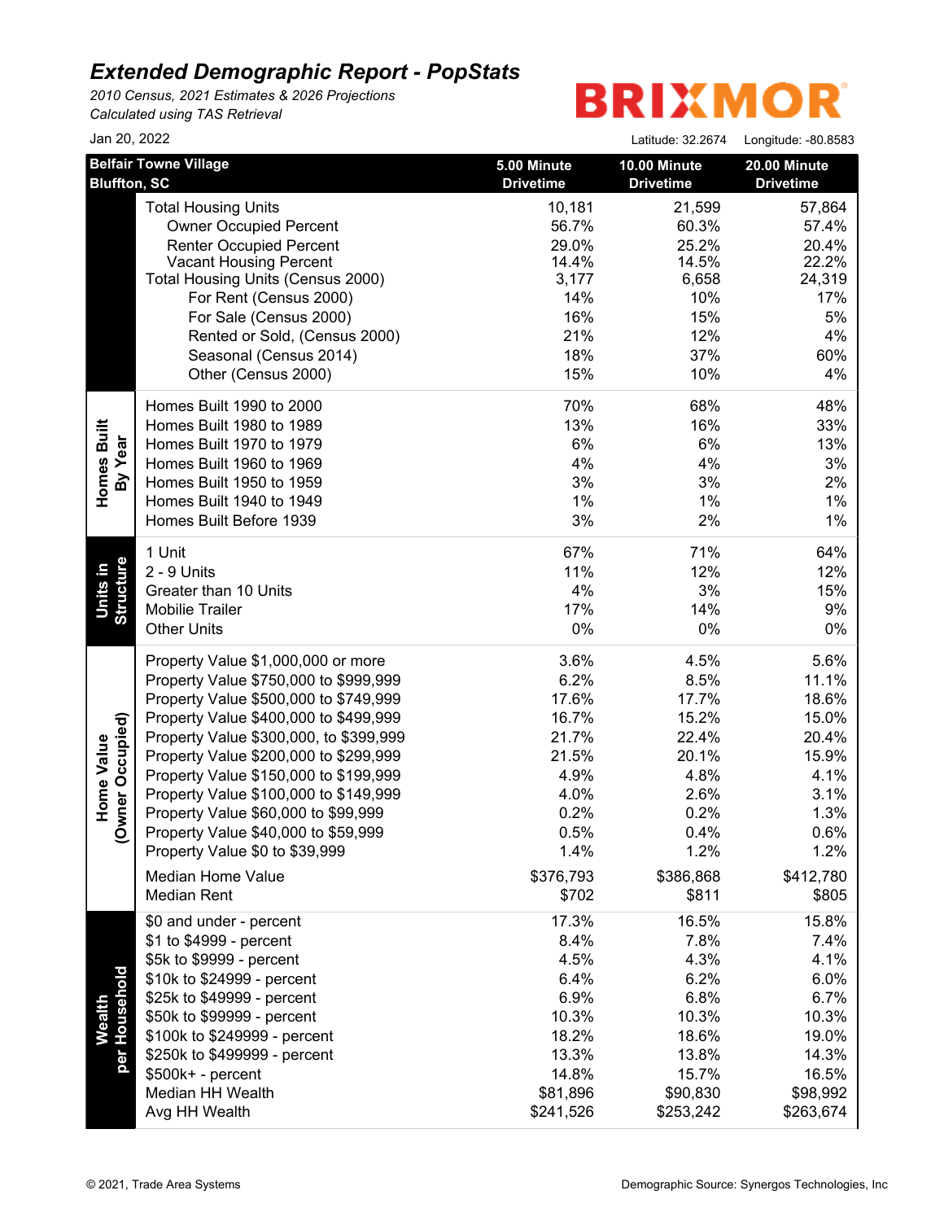# Extended Demographic Report - PopStats

*2010 Census, 2021 Estimates & 2026 Projections*
*Calculated using TAS Retrieval*

BRIXMOR

Jan 20, 2022

Latitude: 32.2674 Longitude: -80.8583

| | Belfair Towne Village Bluffton, SC | 5.00 Minute Drivetime | 10.00 Minute Drivetime | 20.00 Minute Drivetime |
|---|---|---|---|---|
| | Total Housing Units | 10,181 | 21,599 | 57,864 |
| | Owner Occupied Percent | 56.7% | 60.3% | 57.4% |
| | Renter Occupied Percent | 29.0% | 25.2% | 20.4% |
| | Vacant Housing Percent | 14.4% | 14.5% | 22.2% |
| | Total Housing Units (Census 2000) | 3,177 | 6,658 | 24,319 |
| | For Rent (Census 2000) | 14% | 10% | 17% |
| | For Sale (Census 2000) | 16% | 15% | 5% |
| | Rented or Sold, (Census 2000) | 21% | 12% | 4% |
| | Seasonal (Census 2014) | 18% | 37% | 60% |
| | Other (Census 2000) | 15% | 10% | 4% |
| Homes Built By Year | Homes Built 1990 to 2000 | 70% | 68% | 48% |
| | Homes Built 1980 to 1989 | 13% | 16% | 33% |
| | Homes Built 1970 to 1979 | 6% | 6% | 13% |
| | Homes Built 1960 to 1969 | 4% | 4% | 3% |
| | Homes Built 1950 to 1959 | 3% | 3% | 2% |
| | Homes Built 1940 to 1949 | 1% | 1% | 1% |
| | Homes Built Before 1939 | 3% | 2% | 1% |
| Units in Structure | 1 Unit | 67% | 71% | 64% |
| | 2 - 9 Units | 11% | 12% | 12% |
| | Greater than 10 Units | 4% | 3% | 15% |
| | Mobile Trailer | 17% | 14% | 9% |
| | Other Units | 0% | 0% | 0% |
| Home Value (Owner Occupied) | Property Value $1,000,000 or more | 3.6% | 4.5% | 5.6% |
| | Property Value $750,000 to $999,999 | 6.2% | 8.5% | 11.1% |
| | Property Value $500,000 to $749,999 | 17.6% | 17.7% | 18.6% |
| | Property Value $400,000 to $499,999 | 16.7% | 15.2% | 15.0% |
| | Property Value $300,000, to $399,999 | 21.7% | 22.4% | 20.4% |
| | Property Value $200,000 to $299,999 | 21.5% | 20.1% | 15.9% |
| | Property Value $150,000 to $199,999 | 4.9% | 4.8% | 4.1% |
| | Property Value $100,000 to $149,999 | 4.0% | 2.6% | 3.1% |
| | Property Value $60,000 to $99,999 | 0.2% | 0.2% | 1.3% |
| | Property Value $40,000 to $59,999 | 0.5% | 0.4% | 0.6% |
| | Property Value $0 to $39,999 | 1.4% | 1.2% | 1.2% |
| | Median Home Value | $376,793 | $386,868 | $412,780 |
| | Median Rent | $702 | $811 | $805 |
| Wealth per Household | $0 and under - percent | 17.3% | 16.5% | 15.8% |
| | $1 to $4999 - percent | 8.4% | 7.8% | 7.4% |
| | $5k to $9999 - percent | 4.5% | 4.3% | 4.1% |
| | $10k to $24999 - percent | 6.4% | 6.2% | 6.0% |
| | $25k to $49999 - percent | 6.9% | 6.8% | 6.7% |
| | $50k to $99999 - percent | 10.3% | 10.3% | 10.3% |
| | $100k to $249999 - percent | 18.2% | 18.6% | 19.0% |
| | $250k to $499999 - percent | 13.3% | 13.8% | 14.3% |
| | $500k+ - percent | 14.8% | 15.7% | 16.5% |
| | Median HH Wealth | $81,896 | $90,830 | $98,992 |
| | Avg HH Wealth | $241,526 | $253,242 | $263,674 |

© 2021, Trade Area Systems

Demographic Source: Synergos Technologies, Inc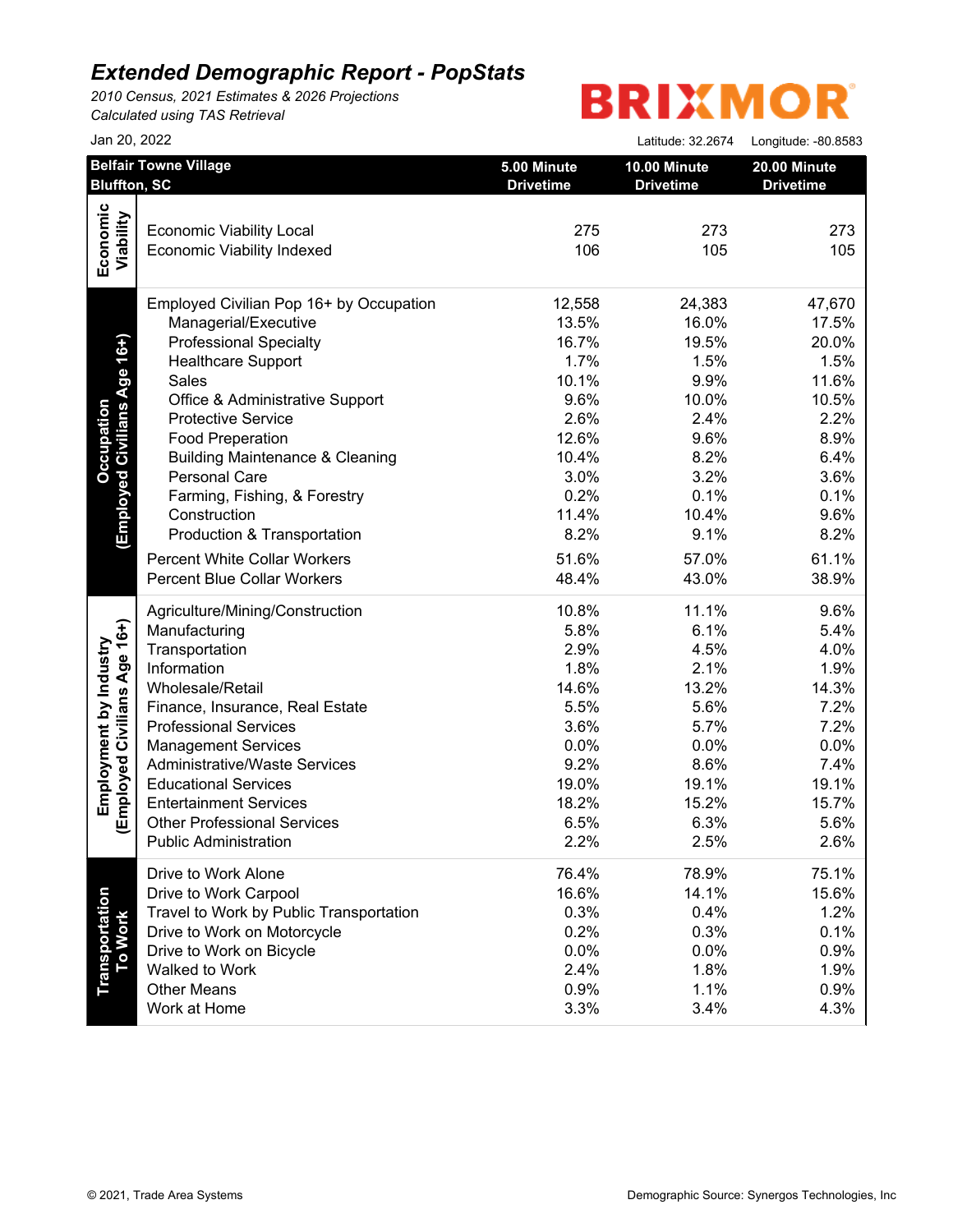# Extended Demographic Report - PopStats

*2010 Census, 2021 Estimates & 2026 Projections*
*Calculated using TAS Retrieval*

BRIXMOR

Jan 20, 2022

Latitude: 32.2674 Longitude: -80.8583

| Belfair Towne Village<br>Bluffton, SC | | 5.00 Minute Drivetime | 10.00 Minute Drivetime | 20.00 Minute Drivetime |
|---|---|---|---|---|
| **Economic Viability** | Economic Viability Local | 275 | 273 | 273 |
| | Economic Viability Indexed | 106 | 105 | 105 |
| **Occupation (Employed Civilians Age 16+)** | Employed Civilian Pop 16+ by Occupation | 12,558 | 24,383 | 47,670 |
| | Managerial/Executive | 13.5% | 16.0% | 17.5% |
| | Professional Specialty | 16.7% | 19.5% | 20.0% |
| | Healthcare Support | 1.7% | 1.5% | 1.5% |
| | Sales | 10.1% | 9.9% | 11.6% |
| | Office & Administrative Support | 9.6% | 10.0% | 10.5% |
| | Protective Service | 2.6% | 2.4% | 2.2% |
| | Food Preperation | 12.6% | 9.6% | 8.9% |
| | Building Maintenance & Cleaning | 10.4% | 8.2% | 6.4% |
| | Personal Care | 3.0% | 3.2% | 3.6% |
| | Farming, Fishing, & Forestry | 0.2% | 0.1% | 0.1% |
| | Construction | 11.4% | 10.4% | 9.6% |
| | Production & Transportation | 8.2% | 9.1% | 8.2% |
| | Percent White Collar Workers | 51.6% | 57.0% | 61.1% |
| | Percent Blue Collar Workers | 48.4% | 43.0% | 38.9% |
| **Employment by Industry (Employed Civilians Age 16+)** | Agriculture/Mining/Construction | 10.8% | 11.1% | 9.6% |
| | Manufacturing | 5.8% | 6.1% | 5.4% |
| | Transportation | 2.9% | 4.5% | 4.0% |
| | Information | 1.8% | 2.1% | 1.9% |
| | Wholesale/Retail | 14.6% | 13.2% | 14.3% |
| | Finance, Insurance, Real Estate | 5.5% | 5.6% | 7.2% |
| | Professional Services | 3.6% | 5.7% | 7.2% |
| | Management Services | 0.0% | 0.0% | 0.0% |
| | Administrative/Waste Services | 9.2% | 8.6% | 7.4% |
| | Educational Services | 19.0% | 19.1% | 19.1% |
| | Entertainment Services | 18.2% | 15.2% | 15.7% |
| | Other Professional Services | 6.5% | 6.3% | 5.6% |
| | Public Administration | 2.2% | 2.5% | 2.6% |
| **Transportation To Work** | Drive to Work Alone | 76.4% | 78.9% | 75.1% |
| | Drive to Work Carpool | 16.6% | 14.1% | 15.6% |
| | Travel to Work by Public Transportation | 0.3% | 0.4% | 1.2% |
| | Drive to Work on Motorcycle | 0.2% | 0.3% | 0.1% |
| | Drive to Work on Bicycle | 0.0% | 0.0% | 0.9% |
| | Walked to Work | 2.4% | 1.8% | 1.9% |
| | Other Means | 0.9% | 1.1% | 0.9% |
| | Work at Home | 3.3% | 3.4% | 4.3% |

© 2021, Trade Area Systems

Demographic Source: Synergos Technologies, Inc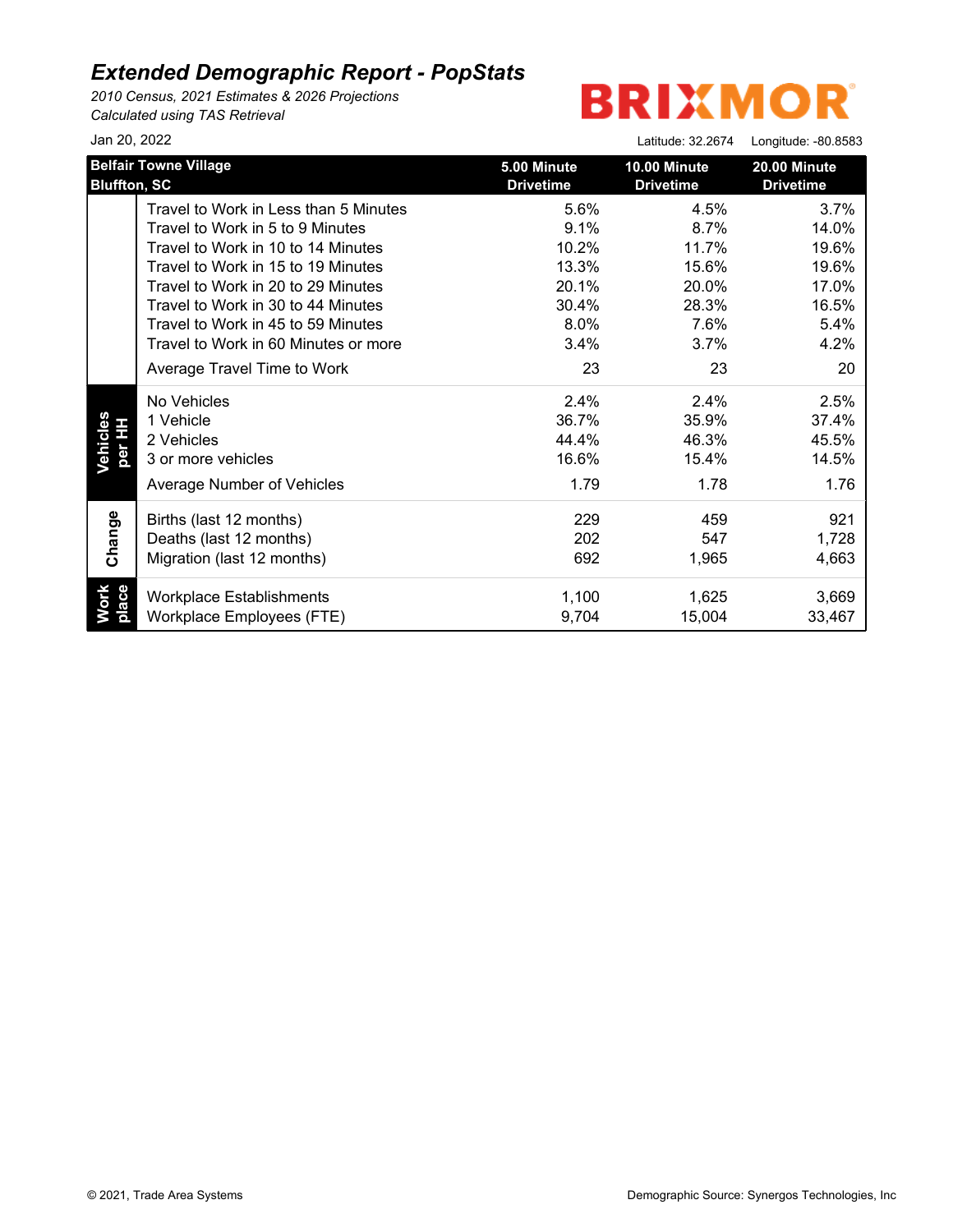## *Extended Demographic Report - PopStats*

*2010 Census, 2021 Estimates & 2026 Projections*
*Calculated using TAS Retrieval*

BRIXMOR

Jan 20, 2022

Latitude: 32.2674 Longitude: -80.8583

| Belfair Towne Village Bluffton, SC | | 5.00 Minute Drivetime | 10.00 Minute Drivetime | 20.00 Minute Drivetime |
|---|---|---|---|---|
| | Travel to Work in Less than 5 Minutes | 5.6% | 4.5% | 3.7% |
| | Travel to Work in 5 to 9 Minutes | 9.1% | 8.7% | 14.0% |
| | Travel to Work in 10 to 14 Minutes | 10.2% | 11.7% | 19.6% |
| | Travel to Work in 15 to 19 Minutes | 13.3% | 15.6% | 19.6% |
| | Travel to Work in 20 to 29 Minutes | 20.1% | 20.0% | 17.0% |
| | Travel to Work in 30 to 44 Minutes | 30.4% | 28.3% | 16.5% |
| | Travel to Work in 45 to 59 Minutes | 8.0% | 7.6% | 5.4% |
| | Travel to Work in 60 Minutes or more | 3.4% | 3.7% | 4.2% |
| | Average Travel Time to Work | 23 | 23 | 20 |
| Vehicles per HH | No Vehicles | 2.4% | 2.4% | 2.5% |
| | 1 Vehicle | 36.7% | 35.9% | 37.4% |
| | 2 Vehicles | 44.4% | 46.3% | 45.5% |
| | 3 or more vehicles | 16.6% | 15.4% | 14.5% |
| | Average Number of Vehicles | 1.79 | 1.78 | 1.76 |
| Change | Births (last 12 months) | 229 | 459 | 921 |
| | Deaths (last 12 months) | 202 | 547 | 1,728 |
| | Migration (last 12 months) | 692 | 1,965 | 4,663 |
| Work place | Workplace Establishments | 1,100 | 1,625 | 3,669 |
| | Workplace Employees (FTE) | 9,704 | 15,004 | 33,467 |

© 2021, Trade Area Systems

Demographic Source: Synergos Technologies, Inc